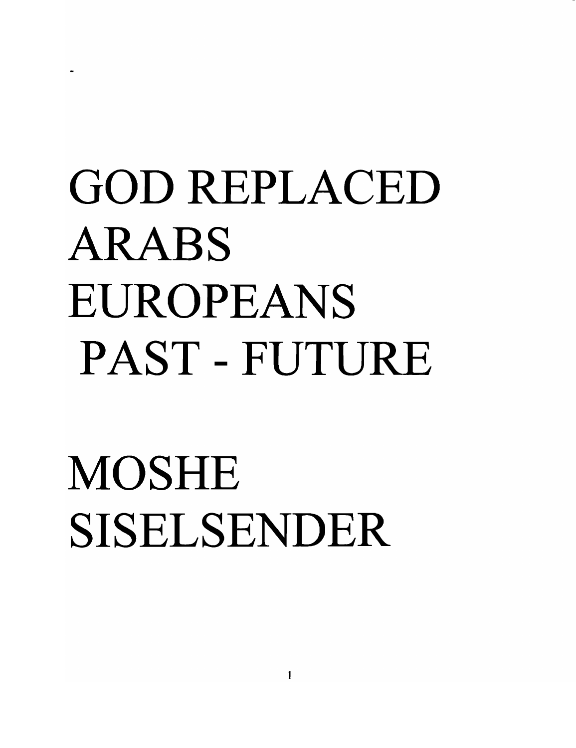# GOD REPLACED ARABS EUROPEANS PAST - FUTURE

## MOSHE SISELSENDER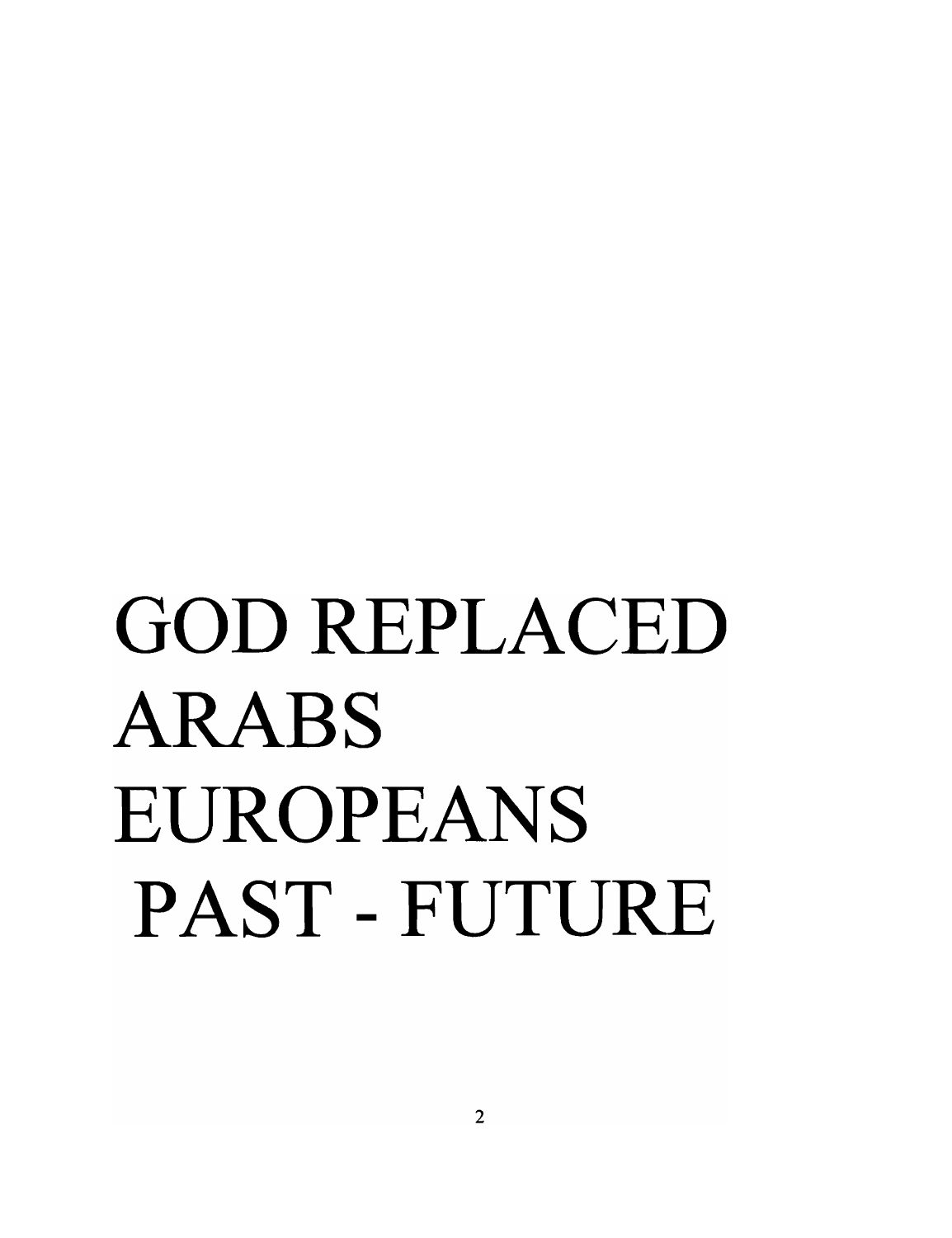# GOD REPLACED ARABS EUROPEANS PAST - FUTURE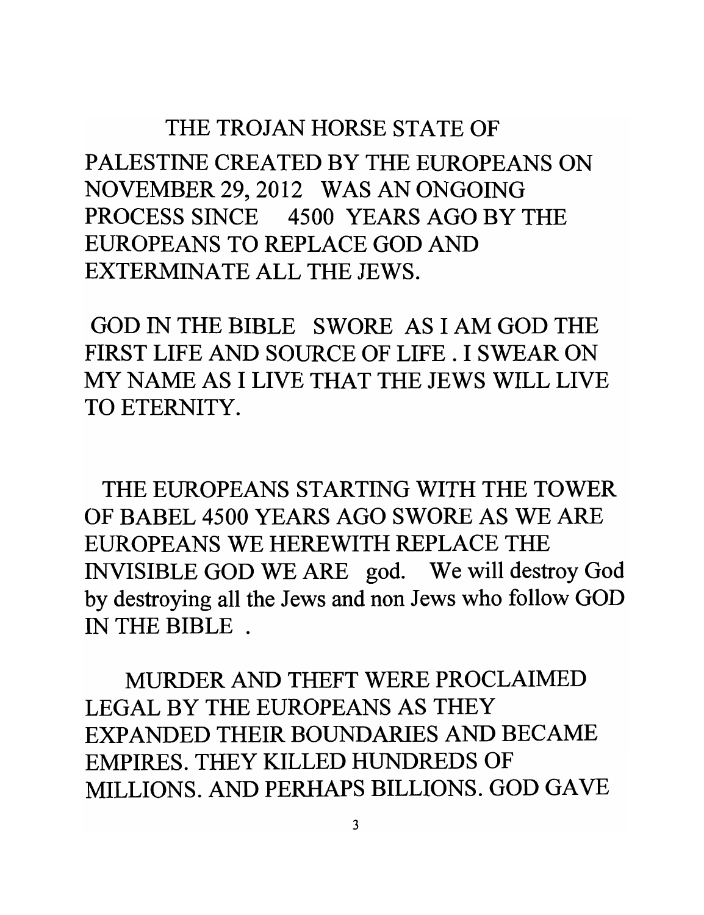THE TROJAN HORSE STATE OF PALESTINE CREATED BY THE EUROPEANS ON NOVEMBER 29, 2012 WAS AN ONGOING PROCESS SINCE 4500 YEARS AGO BY THE EUROPEANS TO REPLACE GOD AND EXTERMINATE ALL THE JEWS.

GOD IN THE BIBLE SWORE AS I AM GOD THE FIRST LIFE AND SOURCE OF LIFE . I SWEAR ON MY NAME AS I LIVE THAT THE JEWS WILL LIVE TO ETERNITY.

THE EUROPEANS STARTING WITH THE TOWER OF BABEL 4500 YEARS AGO SWORE AS WE ARE EUROPEANS WE HEREWITH REPLACE THE INVISIBLE GOD WE ARE god. We will destroy God by destroying all the Jews and non Jews who follow GOD IN THE BIBLE .

MURDER AND THEFT WERE PROCLAIMED LEGAL BY THE EUROPEANS AS THEY EXPANDED THEIR BOUNDARIES AND BECAME EMPIRES. THEY KILLED HUNDREDS OF MILLIONS. AND PERHAPS BILLIONS. GOD GAVE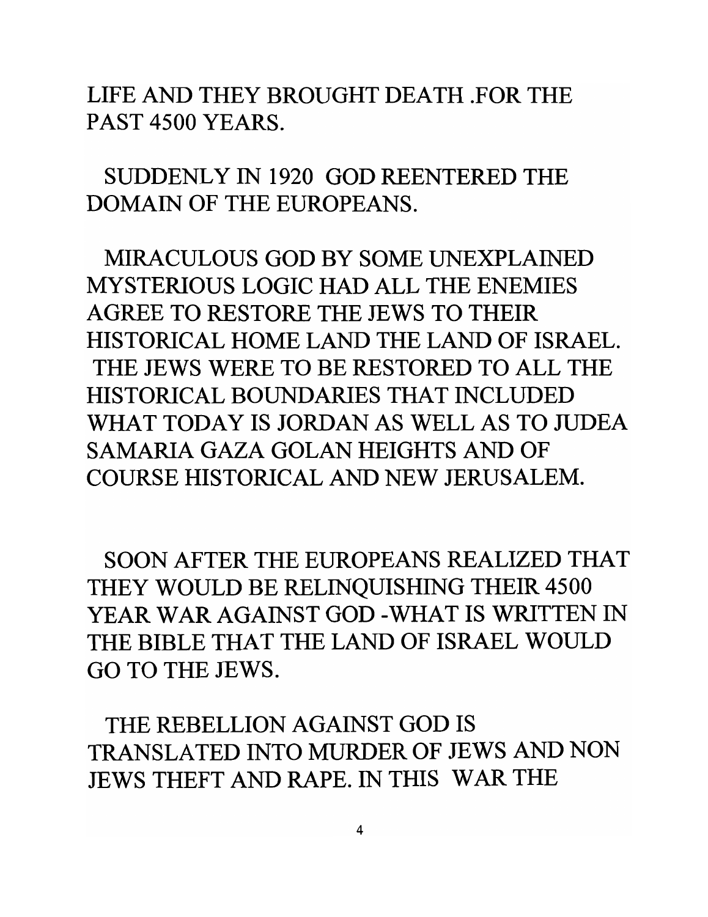LIFE AND THEY BROUGHT DEATH .FOR THE PAST 4500 YEARS.

SUDDENLY IN 1920 GOD REENTERED THE DOMAIN OF THE EUROPEANS.

MIRACULOUS GOD BY SOME UNEXPLAINED MYSTERIOUS LOGIC HAD ALL THE ENEMIES AGREE TO RESTORE THE JEWS TO THEIR HISTORICAL HOME LAND THE LAND OF ISRAEL. THE JEWS WERE TO BE RESTORED TO ALL THE HISTORICAL BOUNDARIES THAT INCLUDED WHAT TODAY IS JORDAN AS WELL AS TO JUDEA SAMARIA GAZA GOLAN HEIGHTS AND OF COURSE HISTORICAL AND NEW JERUSALEM.

SOON AFTER THE EUROPEANS REALIZED THAT THEY WOULD BE RELINQUISHING THEIR 4500 YEAR WAR AGAINST GOD -WHAT IS WRITTEN IN THE BIBLE THAT THE LAND OF ISRAEL WOULD GO TO THE JEWS.

THE REBELLION AGAINST GOD IS TRANSLATED INTO MURDER OF JEWS AND NON JEWS THEFT AND RAPE. IN THIS WAR THE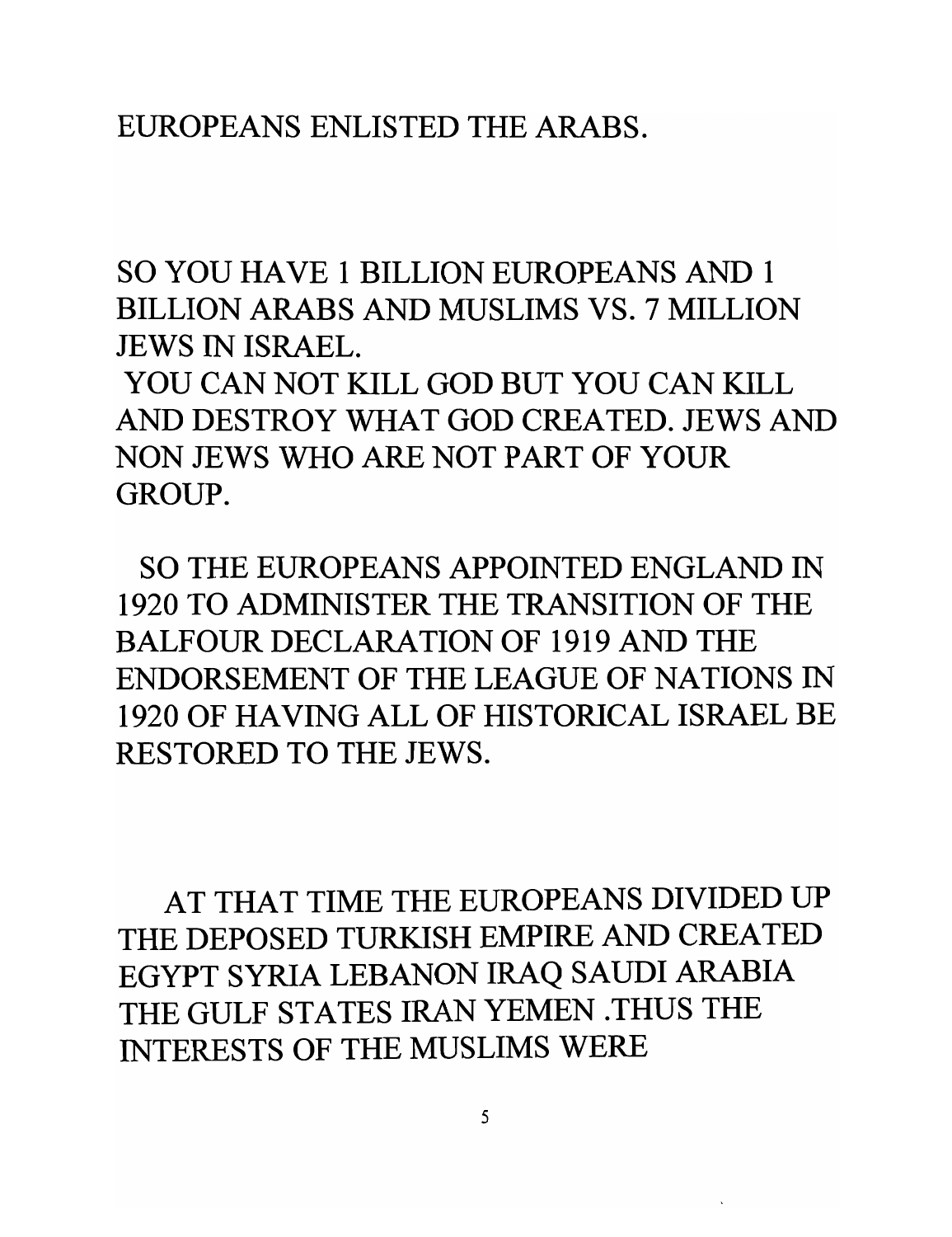EUROPEANS ENLISTED THE ARABS.

SO YOU HAVE 1 BILLION EUROPEANS AND 1 BILLION ARABS AND MUSLIMS VS. 7 MILLION JEWS IN ISRAEL.

YOU CAN NOT KILL GOD BUT YOU CAN KILL AND DESTROY WHAT GOD CREATED. JEWS AND NON JEWS WHO ARE NOT PART OF YOUR GROUP.

SO THE EUROPEANS APPOINTED ENGLAND IN 1920 TO ADMINISTER THE TRANSITION OF THE BALFOUR DECLARATION OF 1919 AND THE ENDORSEMENT OF THE LEAGUE OF NATIONS IN 1920 OF HAVING ALL OF HISTORICAL ISRAEL BE RESTORED TO THE JEWS.

AT THAT TIME THE EUROPEANS DIVIDED UP THE DEPOSED TURKISH EMPIRE AND CREATED EGYPT SYRIA LEBANON IRAQ SAUDI ARABIA THE GULF STATES IRAN YEMEN .THUS THE INTERESTS OF THE MUSLIMS WERE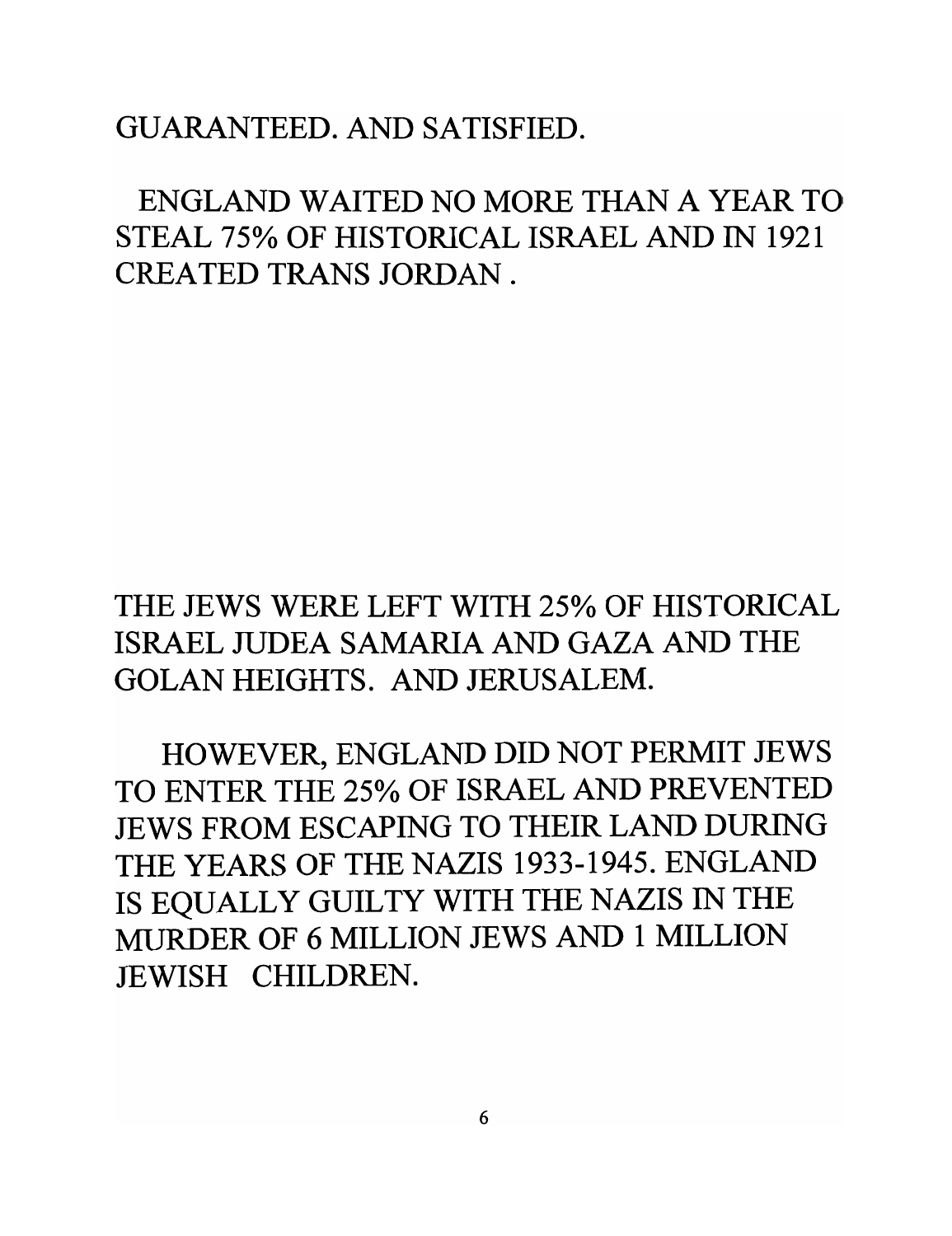GUARANTEED. AND SATISFIED.

ENGLAND WAITED NO MORE THAN A YEAR TO STEAL 75% OF HISTORICAL ISRAEL AND IN 1921 CREATED TRANS JORDAN .

THE JEWS WERE LEFT WITH 25% OF HISTORICAL ISRAEL JUDEA SAMARIA AND GAZA AND THE GOLAN HEIGHTS. AND JERUSALEM.

HOWEVER, ENGLAND DID NOT PERMIT JEWS TO ENTER THE 25% OF ISRAEL AND PREVENTED JEWS FROM ESCAPING TO THEIR LAND DURING THE YEARS OF THE NAZIS 1933-1945. ENGLAND IS EQUALLY GUILTY WITH THE NAZIS IN THE MURDER OF 6 MILLION JEWS AND 1 MILLION JEWISH CHILDREN.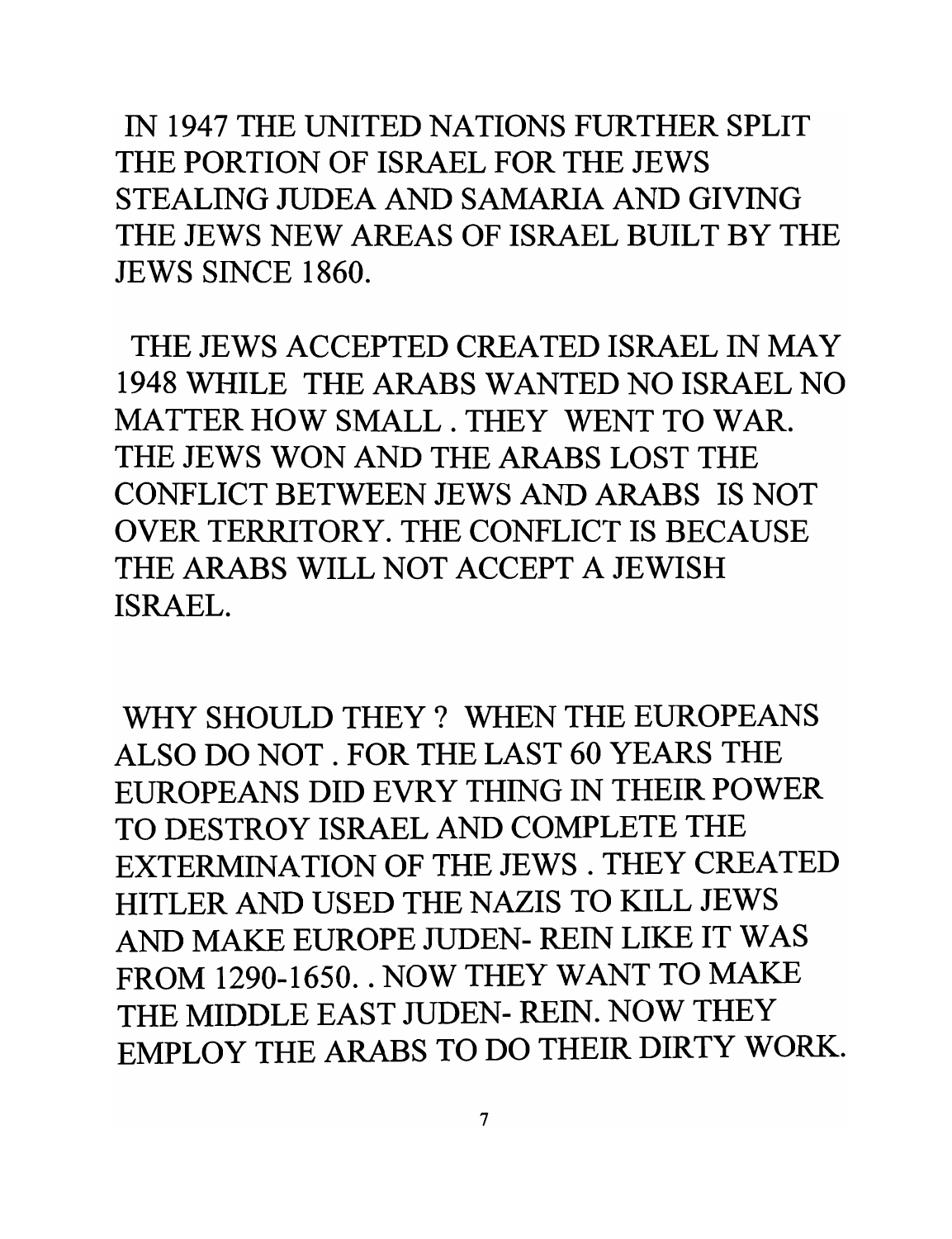IN 1947 THE UNITED NATIONS FURTHER SPLIT THE PORTION OF ISRAEL FOR THE JEWS STEALING JUDEA AND SAMARIA AND GIVING THE JEWS NEW AREAS OF ISRAEL BUILT BY THE JEWS SINCE 1860.

THE JEWS ACCEPTED CREATED ISRAEL IN MAY 1948 WHILE THE ARABS WANTED NO ISRAEL NO MATTER HOW SMALL . THEY WENT TO WAR. THE JEWS WON AND THE ARABS LOST THE CONFLICT BETWEEN JEWS AND ARABS IS NOT OVER TERRITORY. THE CONFLICT IS BECAUSE THE ARABS WILL NOT ACCEPT A JEWISH ISRAEL.

WHY SHOULD THEY ? WHEN THE EUROPEANS ALSO DO NOT . FOR THE LAST 60 YEARS THE EUROPEANS DID EVRY THING IN THEIR POWER TO DESTROY ISRAEL AND COMPLETE THE EXTERMINATION OF THE JEWS . THEY CREATED HITLER AND USED THE NAZIS TO KILL JEWS AND MAKE EUROPE JUDEN- REIN LIKE IT WAS FROM 1290-1650. . NOW THEY WANT TO MAKE THE MIDDLE EAST JUDEN- REIN. NOW THEY EMPLOY THE ARABS TO DO THEIR DIRTY WORK.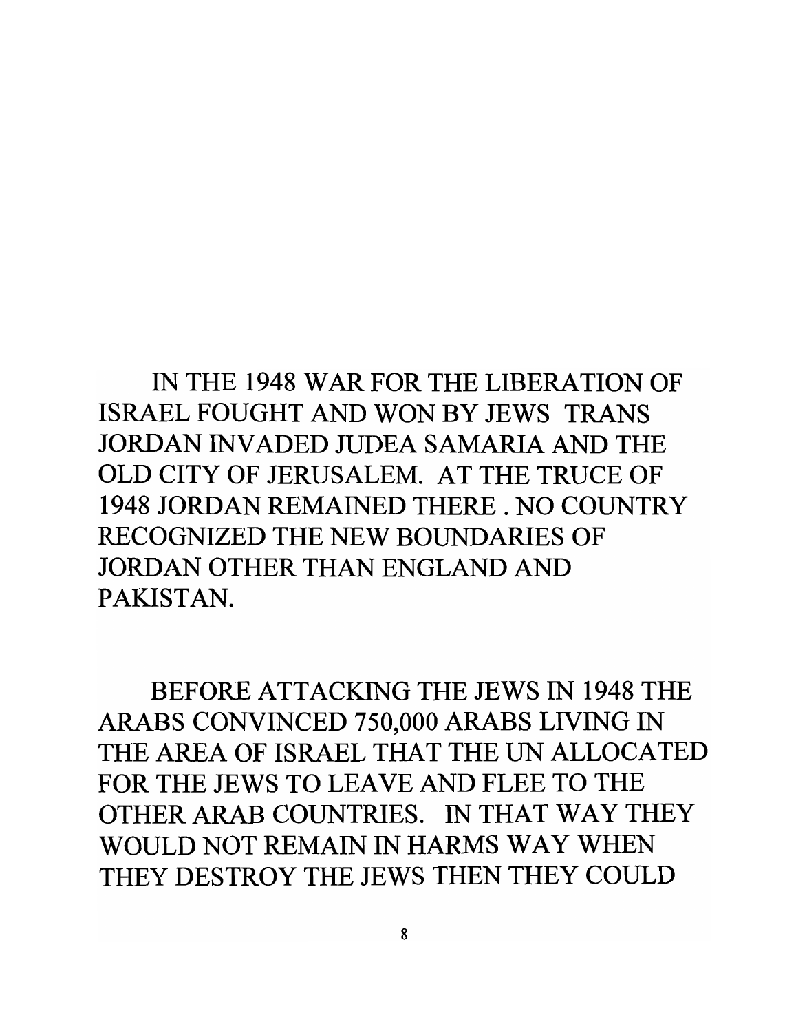IN THE 1948 WAR FOR THE LIBERATION OF ISRAEL FOUGHT AND WON BY JEWS TRANS JORDAN INVADED JUDEA SAMARIA AND THE OLD CITY OF JERUSALEM. AT THE TRUCE OF 1948 JORDAN REMAINED THERE . NO COUNTRY RECOGNIZED THE NEW BOUNDARIES OF JORDAN OTHER THAN ENGLAND AND PAKISTAN.

BEFORE ATTACKING THE JEWS IN 1948 THE ARABS CONVINCED 750,000 ARABS LIVING IN THE AREA OF ISRAEL THAT THE UN ALLOCATED FOR THE JEWS TO LEAVE AND FLEE TO THE OTHER ARAB COUNTRIES. IN THAT WAY THEY WOULD NOT REMAIN IN HARMS WAY WHEN THEY DESTROY THE JEWS THEN THEY COULD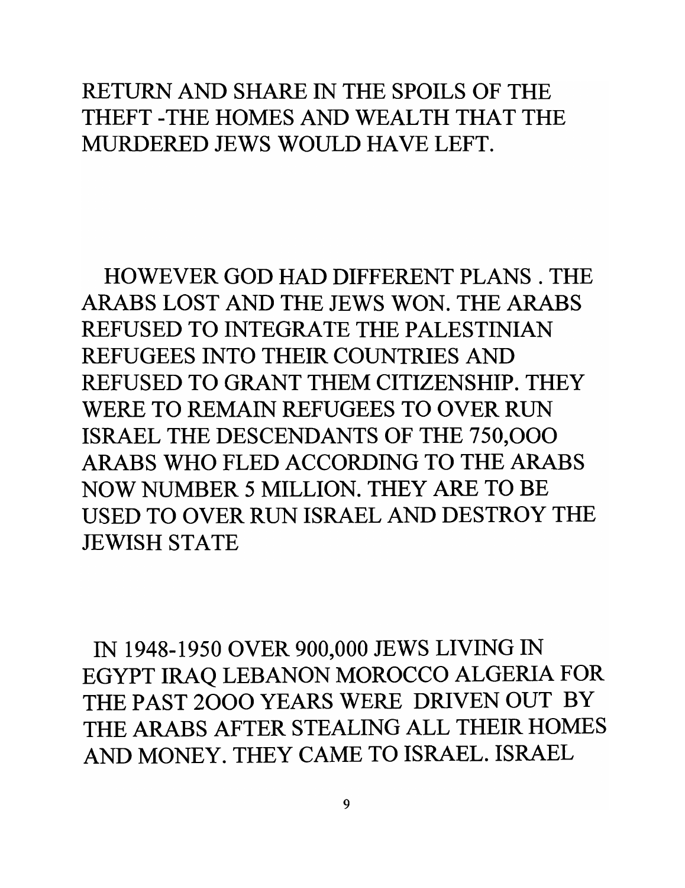RETURN AND SHARE IN THE SPOILS OF THE THEFT -THE HOMES AND WEALTH THAT THE MURDERED JEWS WOULD HAVE LEFT.

HOWEVER GOD HAD DIFFERENT PLANS . THE ARABS LOST AND THE JEWS WON. THE ARABS REFUSED TO INTEGRATE THE PALESTINIAN REFUGEES INTO THEIR COUNTRIES AND REFUSED TO GRANT THEM CITIZENSHIP. THEY WERE TO REMAIN REFUGEES TO OVER RUN ISRAEL THE DESCENDANTS OF THE 750,OOO ARABS WHO FLED ACCORDING TO THE ARABS NOW NUMBER 5 MILLION. THEY ARE TO BE USED TO OVER RUN ISRAEL AND DESTROY THE JEWISH STATE

IN 1948-1950 OVER 900,000 JEWS LIVING IN EGYPT IRAQ LEBANON MOROCCO ALGERIA FOR THE PAST 2OOO YEARS WERE DRIVEN OUT BY THE ARABS AFTER STEALING ALL THEIR HOMES AND MONEY. THEY CAME TO ISRAEL. ISRAEL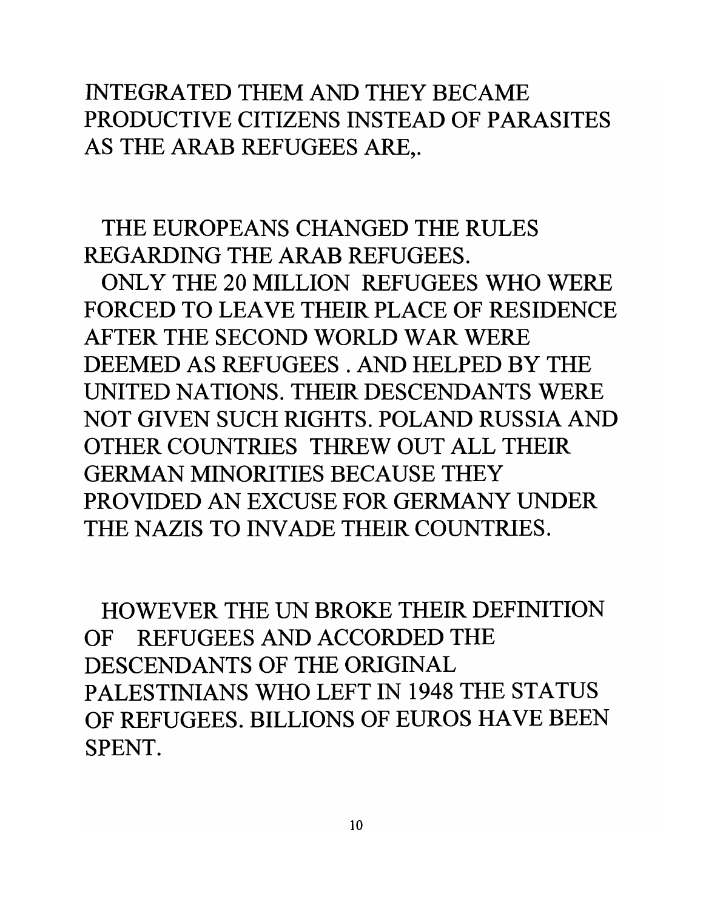INTEGRATED THEM AND THEY BECAME PRODUCTIVE CITIZENS INSTEAD OF PARASITES AS THE ARAB REFUGEES ARE,.

THE EUROPEANS CHANGED THE RULES REGARDING THE ARAB REFUGEES.

ONLY THE 20 MILLION REFUGEES WHO WERE FORCED TO LEAVE THEIR PLACE OF RESIDENCE AFTER THE SECOND WORLD WAR WERE DEEMED AS REFUGEES . AND HELPED BY THE UNITED NATIONS. THEIR DESCENDANTS WERE NOT GIVEN SUCH RIGHTS. POLAND RUSSIA AND OTHER COUNTRIES THREW OUT ALL THEIR GERMAN MINORITIES BECAUSE THEY PROVIDED AN EXCUSE FOR GERMANY UNDER THE NAZIS TO INVADE THEIR COUNTRIES.

HOWEVER THE UN BROKE THEIR DEFINITION OF REFUGEES AND ACCORDED THE DESCENDANTS OF THE ORIGINAL PALESTINIANS WHO LEFT IN 1948 THE STATUS OF REFUGEES. BILLIONS OF EUROS HAVE BEEN SPENT.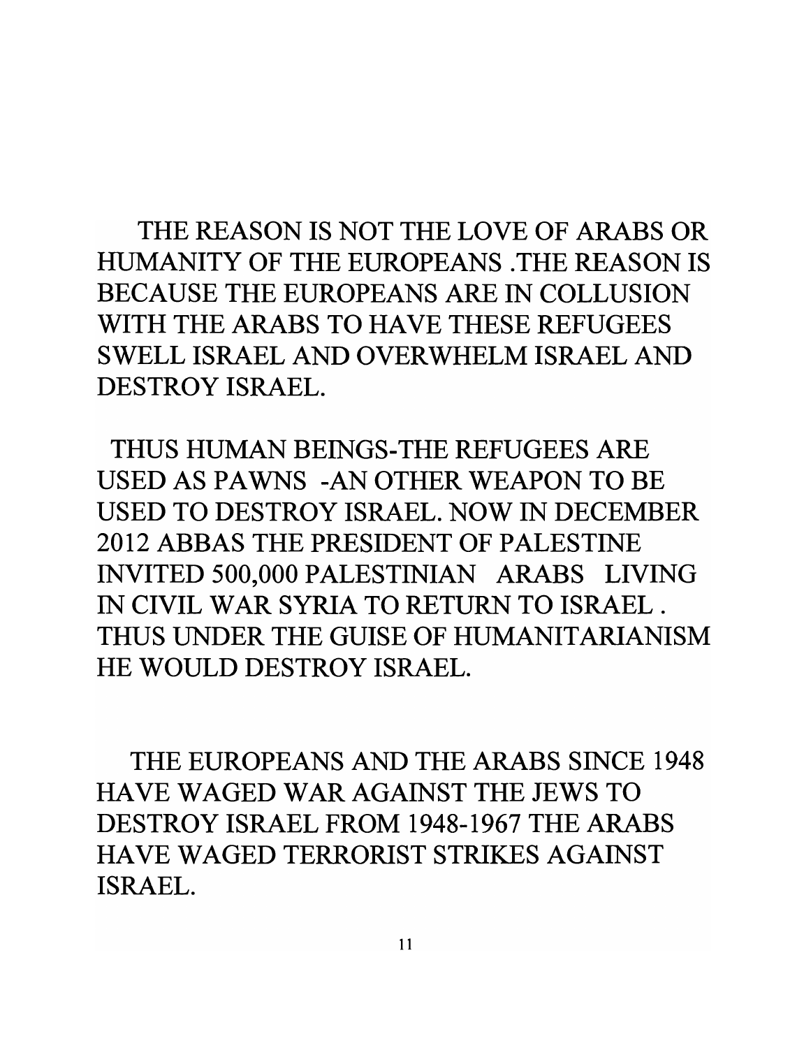THE REASON IS NOT THE LOVE OF ARABS OR HUMANITY OF THE EUROPEANS .THE REASON IS BECAUSE THE EUROPEANS ARE IN COLLUSION WITH THE ARABS TO HAVE THESE REFUGEES SWELL ISRAEL AND OVERWHELM ISRAEL AND DESTROY ISRAEL.

THUS HUMAN BEINGS-THE REFUGEES ARE USED AS PAWNS -AN OTHER WEAPON TO BE USED TO DESTROY ISRAEL. NOW IN DECEMBER 2012 ABBAS THE PRESIDENT OF PALESTINE INVITED 500,000 PALESTINIAN ARABS LIVING IN CIVIL WAR SYRIA TO RETURN TO ISRAEL . THUS UNDER THE GUISE OF HUMANITARIANISM HE WOULD DESTROY ISRAEL.

THE EUROPEANS AND THE ARABS SINCE 1948 HAVE WAGED WAR AGAINST THE JEWS TO DESTROY ISRAEL FROM 1948-1967 THE ARABS HAVE WAGED TERRORIST STRIKES AGAINST ISRAEL.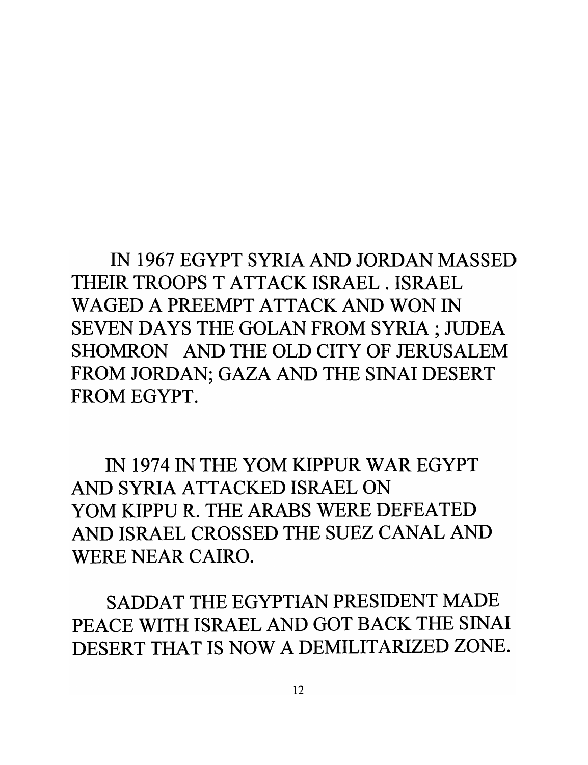IN 1967 EGYPT SYRIA AND JORDAN MASSED THEIR TROOPS T ATTACK ISRAEL . ISRAEL WAGED A PREEMPT ATTACK AND WON IN SEVEN DAYS THE GOLAN FROM SYRIA ; JUDEA SHOMRON AND THE OLD CITY OF JERUSALEM FROM JORDAN; GAZA AND THE SINAI DESERT FROM EGYPT.

IN 1974 IN THE YOM KIPPUR WAR EGYPT AND SYRIA ATTACKED ISRAEL ON YOM KIPPU R. THE ARABS WERE DEFEATED AND ISRAEL CROSSED THE SUEZ CANAL AND WERE NEAR CAIRO.

SADDAT THE EGYPTIAN PRESIDENT MADE PEACE WITH ISRAEL AND GOT BACK THE SINAI DESERT THAT IS NOW A DEMILITARIZED ZONE.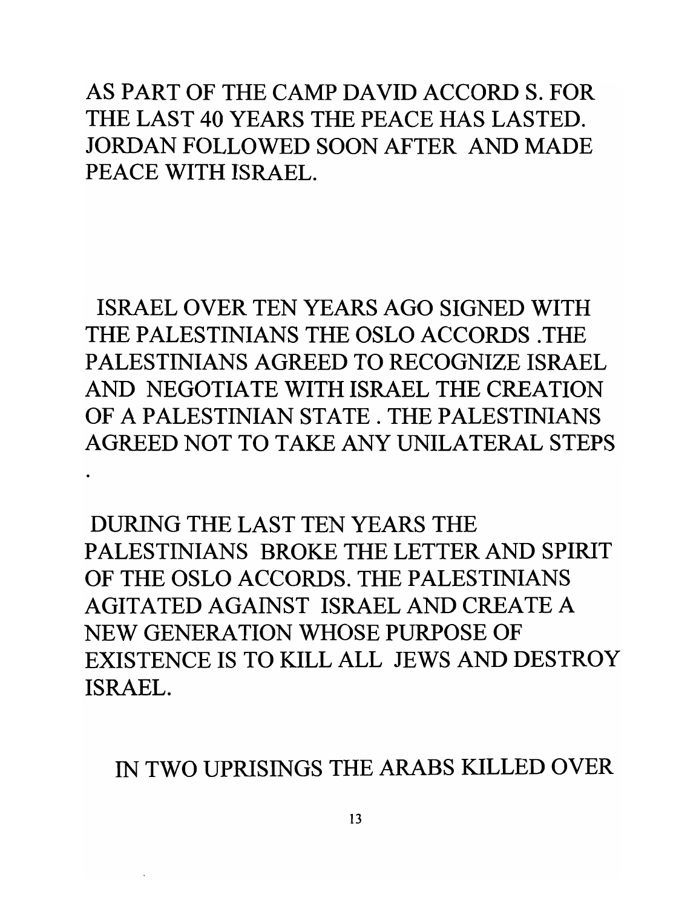AS PART OF THE CAMP DAVID ACCORD S. FOR THE LAST 40 YEARS THE PEACE HAS LASTED. JORDAN FOLLOWED SOON AFTER AND MADE PEACE WITH ISRAEL.

ISRAEL OVER TEN YEARS AGO SIGNED WITH THE PALESTINIANS THE OSLO ACCORDS .THE PALESTINIANS AGREED TO RECOGNIZE ISRAEL AND NEGOTIATE WITH ISRAEL THE CREATION OF A PALESTINIAN STATE . THE PALESTINIANS AGREED NOT TO TAKE ANY UNILATERAL STEPS .

DURING THE LAST TEN YEARS THE PALESTINIANS BROKE THE LETTER AND SPIRIT OF THE OSLO ACCORDS. THE PALESTINIANS AGITATED AGAINST ISRAEL AND CREATE A NEW GENERATION WHOSE PURPOSE OF EXISTENCE IS TO KILL ALL JEWS AND DESTROY ISRAEL.

IN TWO UPRISINGS THE ARABS KILLED OVER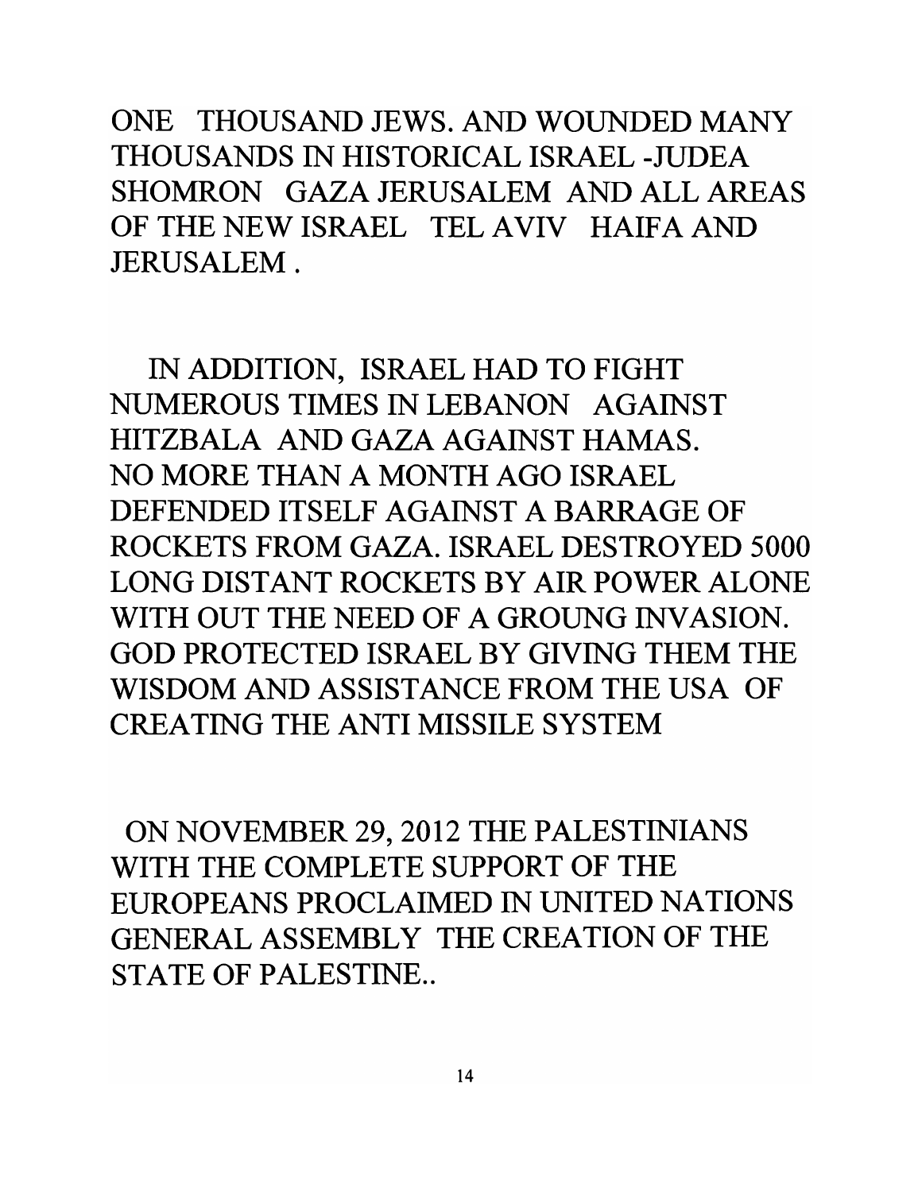ONE THOUSAND JEWS. AND WOUNDED MANY THOUSANDS IN HISTORICAL ISRAEL -JUDEA SHOMRON GAZA JERUSALEM AND ALL AREAS OF THE NEW ISRAEL TEL AVIV HAIFA AND JERUSALEM .

IN ADDITION, ISRAEL HAD TO FIGHT NUMEROUS TIMES IN LEBANON AGAINST HITZBALA AND GAZA AGAINST HAMAS. NO MORE THAN A MONTH AGO ISRAEL DEFENDED ITSELF AGAINST A BARRAGE OF ROCKETS FROM GAZA. ISRAEL DESTROYED 5000 LONG DISTANT ROCKETS BY AIR POWER ALONE WITH OUT THE NEED OF A GROUNG INVASION. GOD PROTECTED ISRAEL BY GIVING THEM THE WISDOM AND ASSISTANCE FROM THE USA OF CREATING THE ANTI MISSILE SYSTEM

ON NOVEMBER 29, 2012 THE PALESTINIANS WITH THE COMPLETE SUPPORT OF THE EUROPEANS PROCLAIMED IN UNITED NATIONS GENERAL ASSEMBLY THE CREATION OF THE STATE OF PALESTINE..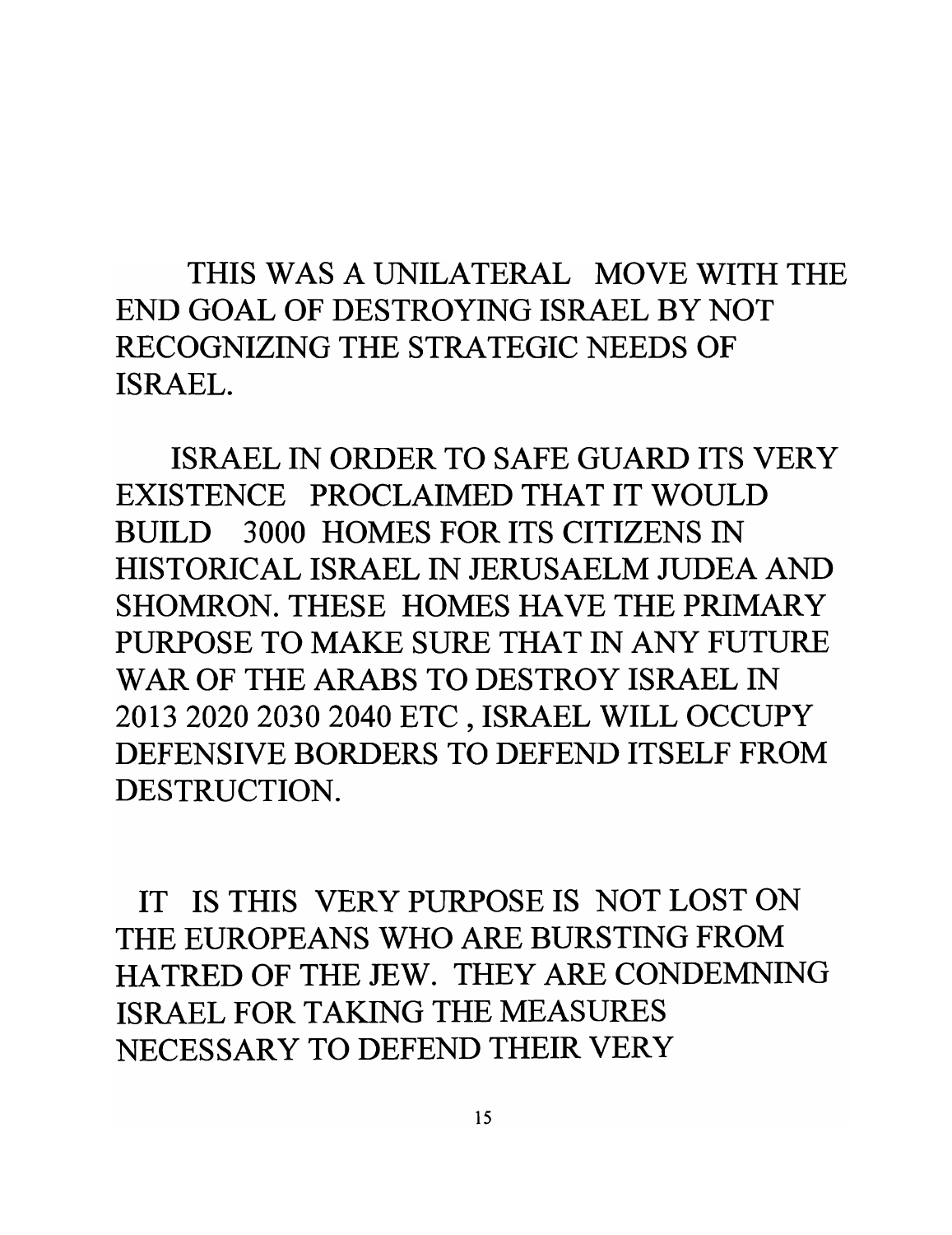THIS WAS A UNILATERAL MOVE WITH THE END GOAL OF DESTROYING ISRAEL BY NOT RECOGNIZING THE STRATEGIC NEEDS OF ISRAEL.

ISRAEL IN ORDER TO SAFE GUARD ITS VERY EXISTENCE PROCLAIMED THAT IT WOULD BUILD 3000 HOMES FOR ITS CITIZENS IN HISTORICAL ISRAEL IN JERUSAELM JUDEA AND SHOMRON. THESE HOMES HAVE THE PRIMARY PURPOSE TO MAKE SURE THAT IN ANY FUTURE WAR OF THE ARABS TO DESTROY ISRAEL IN 2013 2020 2030 2040 ETC , ISRAEL WILL OCCUPY DEFENSIVE BORDERS TO DEFEND ITSELF FROM DESTRUCTION.

IT IS THIS VERY PURPOSE IS NOT LOST ON THE EUROPEANS WHO ARE BURSTING FROM HATRED OF THE JEW. THEY ARE CONDEMNING ISRAEL FOR TAKING THE MEASURES NECESSARY TO DEFEND THEIR VERY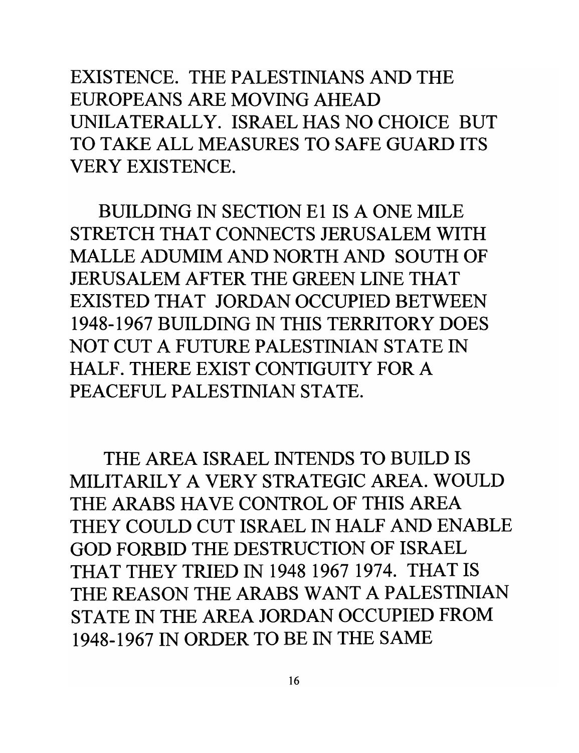EXISTENCE. THE PALESTINIANS AND THE EUROPEANS ARE MOVING AHEAD UNILATERALLY. ISRAEL HAS NO CHOICE BUT TO TAKE ALL MEASURES TO SAFE GUARD ITS VERY EXISTENCE.

BUILDING IN SECTION E1 IS A ONE MILE STRETCH THAT CONNECTS JERUSALEM WITH MALLE ADUMIM AND NORTH AND SOUTH OF JERUSALEM AFTER THE GREEN LINE THAT EXISTED THAT JORDAN OCCUPIED BETWEEN 1948-1967 BUILDING IN THIS TERRITORY DOES NOT CUT A FUTURE PALESTINIAN STATE IN HALF. THERE EXIST CONTIGUITY FOR A PEACEFUL PALESTINIAN STATE.

THE AREA ISRAEL INTENDS TO BUILD IS MILITARILY A VERY STRATEGIC AREA. WOULD THE ARABS HAVE CONTROL OF THIS AREA THEY COULD CUT ISRAEL IN HALF AND ENABLE GOD FORBID THE DESTRUCTION OF ISRAEL THAT THEY TRIED IN 1948 1967 1974. THAT IS THE REASON THE ARABS WANT A PALESTINIAN STATE IN THE AREA JORDAN OCCUPIED FROM 1948-1967 IN ORDER TO BE IN THE SAME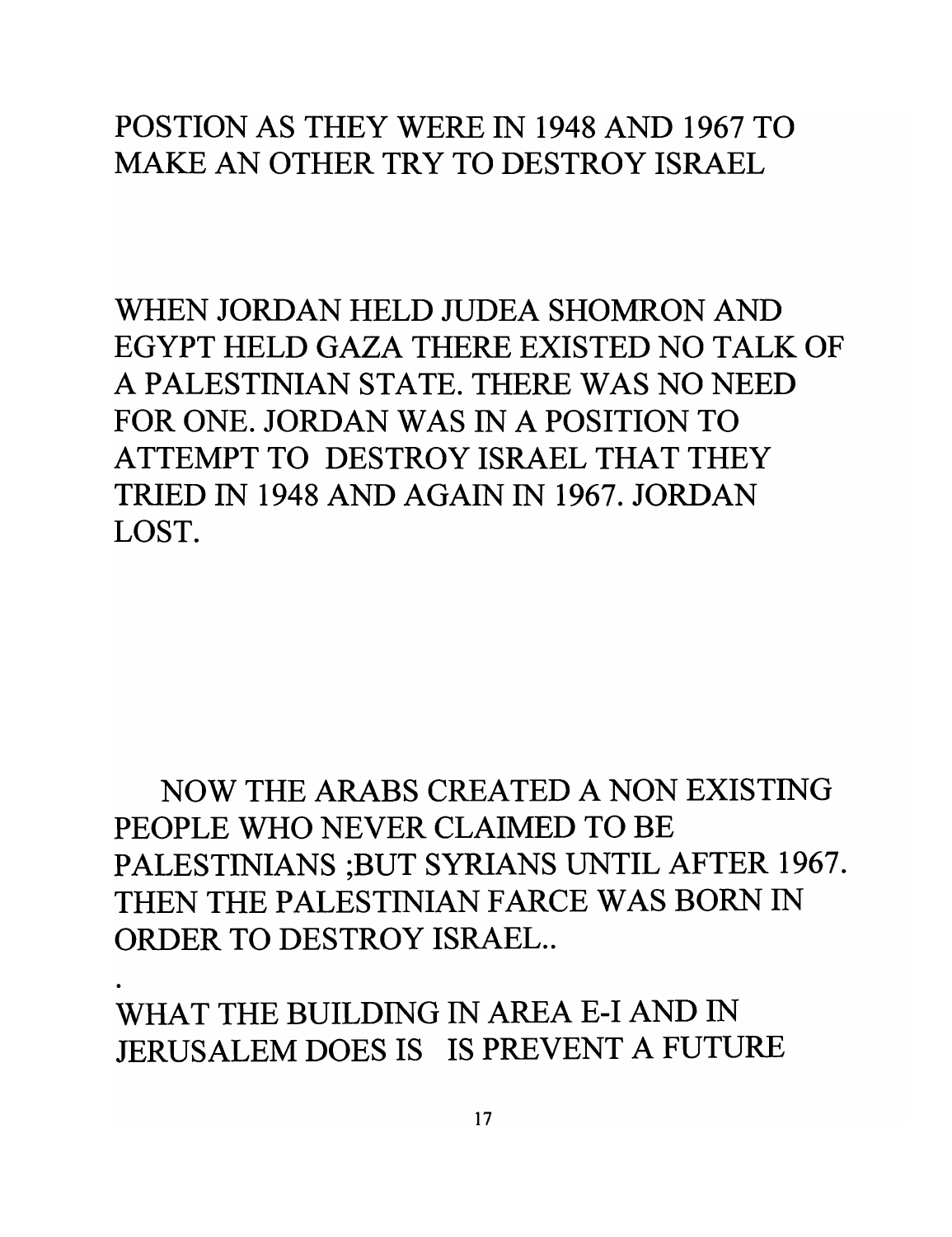POSTION AS THEY WERE IN 1948 AND 1967 TO MAKE AN OTHER TRY TO DESTROY ISRAEL

WHEN JORDAN HELD JUDEA SHOMRON AND EGYPT HELD GAZA THERE EXISTED NO TALK OF A PALESTINIAN STATE. THERE WAS NO NEED FOR ONE. JORDAN WAS IN A POSITION TO ATTEMPT TO DESTROY ISRAEL THAT THEY TRIED IN 1948 AND AGAIN IN 1967. JORDAN LOST.

NOW THE ARABS CREATED A NON EXISTING PEOPLE WHO NEVER CLAIMED TO BE PALESTINIANS ;BUT SYRIANS UNTIL AFTER 1967. THEN THE PALESTINIAN FARCE WAS BORN IN ORDER TO DESTROY ISRAEL..

.

WHAT THE BUILDING IN AREA E-I AND IN JERUSALEM DOES IS IS PREVENT A FUTURE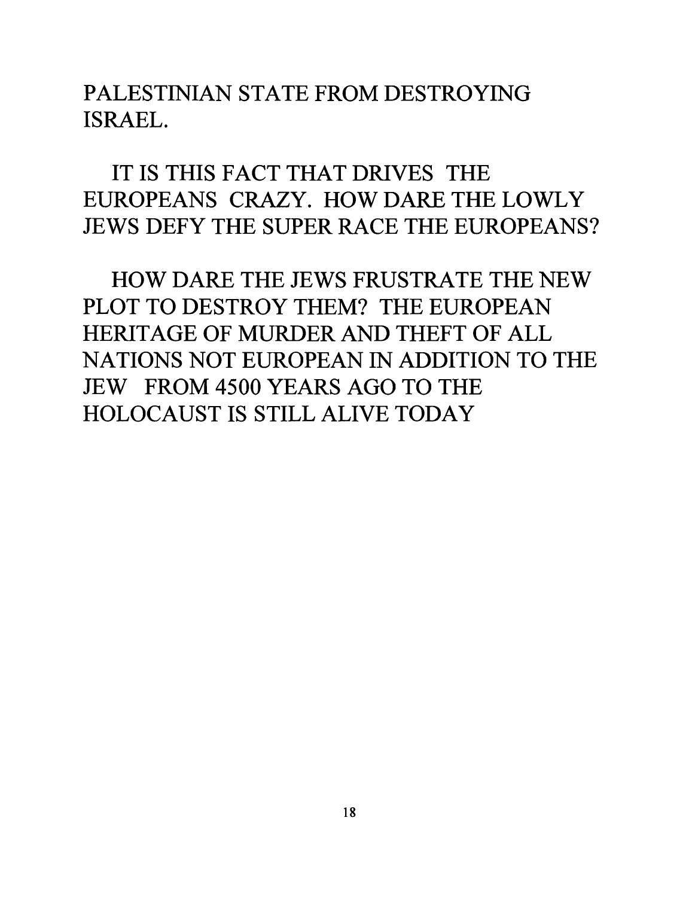PALESTINIAN STATE FROM DESTROYING ISRAEL.

IT IS THIS FACT THAT DRIVES THE EUROPEANS CRAZY. HOW DARE THE LOWLY JEWS DEFY THE SUPER RACE THE EUROPEANS?

HOW DARE THE JEWS FRUSTRATE THE NEW PLOT TO DESTROY THEM? THE EUROPEAN HERITAGE OF MURDER AND THEFT OF ALL NATIONS NOT EUROPEAN IN ADDITION TO THE JEW FROM 4500 YEARS AGO TO THE HOLOCAUST IS STILL ALIVE TODAY